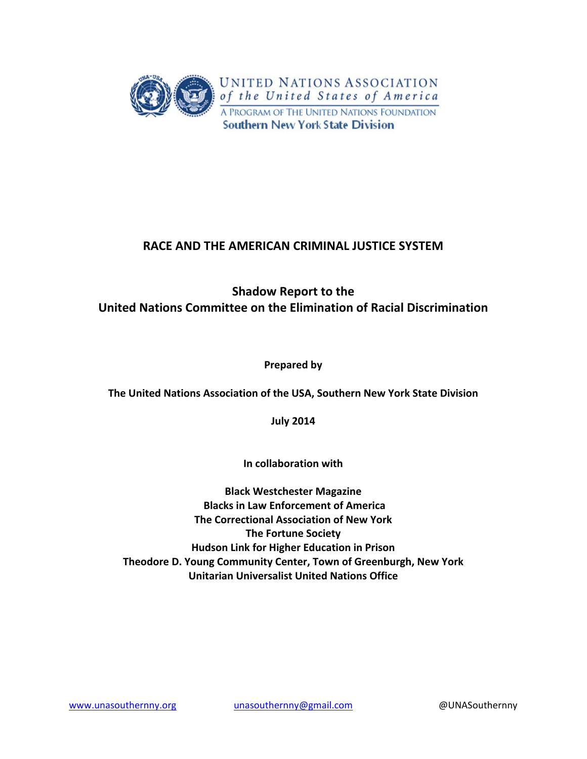UNITED NATIONS ASSOCIATION
*of the United States of America*
A PROGRAM OF THE UNITED NATIONS FOUNDATION
**Southern New York State Division**

# RACE AND THE AMERICAN CRIMINAL JUSTICE SYSTEM

## Shadow Report to the United Nations Committee on the Elimination of Racial Discrimination

**Prepared by**

**The United Nations Association of the USA, Southern New York State Division**

**July 2014**

**In collaboration with**

**Black Westchester Magazine**
**Blacks in Law Enforcement of America**
**The Correctional Association of New York**
**The Fortune Society**
**Hudson Link for Higher Education in Prison**
**Theodore D. Young Community Center, Town of Greenburgh, New York**
**Unitarian Universalist United Nations Office**

www.unasouthernny.org unasouthernny@gmail.com @UNASouthernny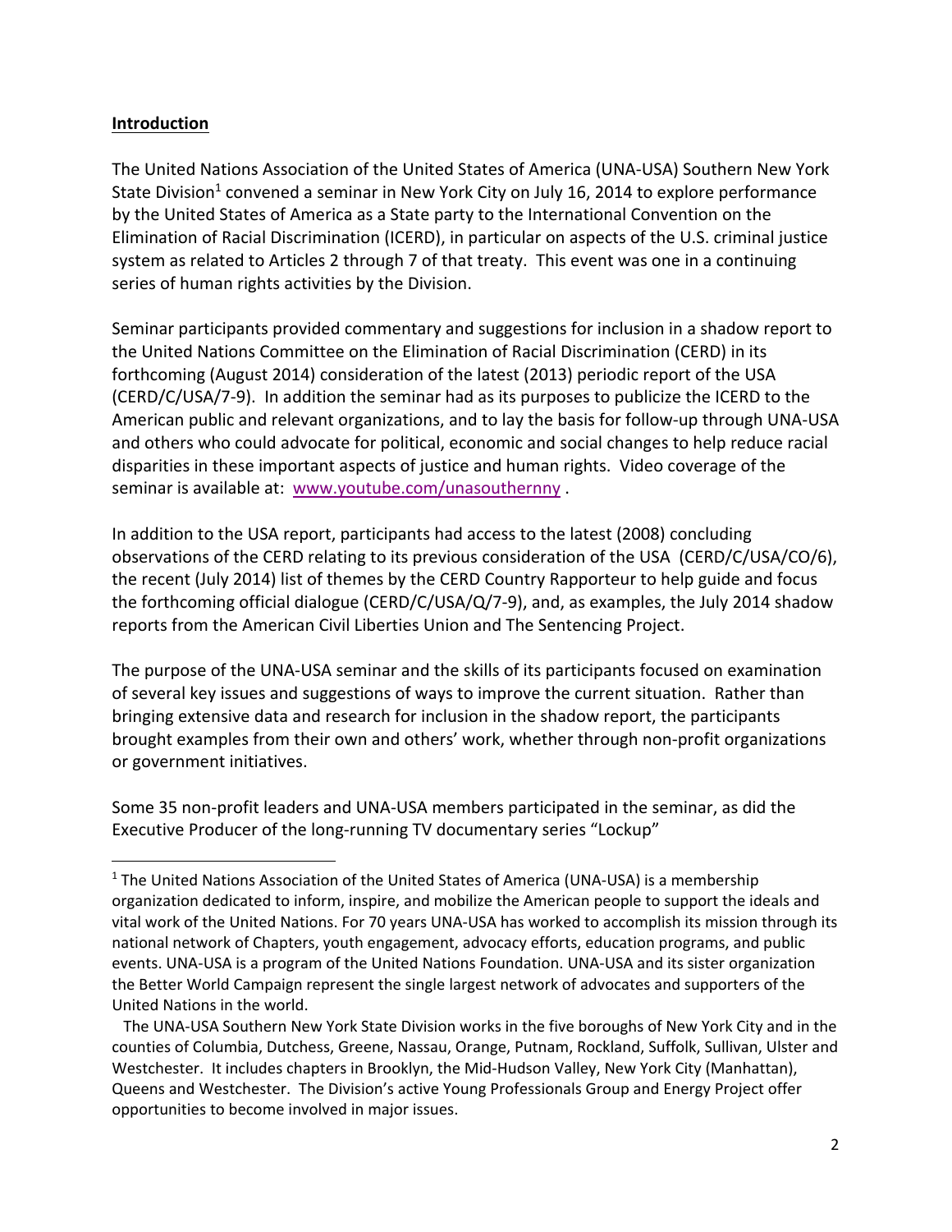## Introduction

The United Nations Association of the United States of America (UNA-USA) Southern New York State Division[1] convened a seminar in New York City on July 16, 2014 to explore performance by the United States of America as a State party to the International Convention on the Elimination of Racial Discrimination (ICERD), in particular on aspects of the U.S. criminal justice system as related to Articles 2 through 7 of that treaty. This event was one in a continuing series of human rights activities by the Division.

Seminar participants provided commentary and suggestions for inclusion in a shadow report to the United Nations Committee on the Elimination of Racial Discrimination (CERD) in its forthcoming (August 2014) consideration of the latest (2013) periodic report of the USA (CERD/C/USA/7-9). In addition the seminar had as its purposes to publicize the ICERD to the American public and relevant organizations, and to lay the basis for follow-up through UNA-USA and others who could advocate for political, economic and social changes to help reduce racial disparities in these important aspects of justice and human rights. Video coverage of the seminar is available at: [www.youtube.com/unasouthernny](http://www.youtube.com/unasouthernny) .

In addition to the USA report, participants had access to the latest (2008) concluding observations of the CERD relating to its previous consideration of the USA (CERD/C/USA/CO/6), the recent (July 2014) list of themes by the CERD Country Rapporteur to help guide and focus the forthcoming official dialogue (CERD/C/USA/Q/7-9), and, as examples, the July 2014 shadow reports from the American Civil Liberties Union and The Sentencing Project.

The purpose of the UNA-USA seminar and the skills of its participants focused on examination of several key issues and suggestions of ways to improve the current situation. Rather than bringing extensive data and research for inclusion in the shadow report, the participants brought examples from their own and others' work, whether through non-profit organizations or government initiatives.

Some 35 non-profit leaders and UNA-USA members participated in the seminar, as did the Executive Producer of the long-running TV documentary series "Lockup"

---

[1] The United Nations Association of the United States of America (UNA-USA) is a membership organization dedicated to inform, inspire, and mobilize the American people to support the ideals and vital work of the United Nations. For 70 years UNA-USA has worked to accomplish its mission through its national network of Chapters, youth engagement, advocacy efforts, education programs, and public events. UNA-USA is a program of the United Nations Foundation. UNA-USA and its sister organization the Better World Campaign represent the single largest network of advocates and supporters of the United Nations in the world.

The UNA-USA Southern New York State Division works in the five boroughs of New York City and in the counties of Columbia, Dutchess, Greene, Nassau, Orange, Putnam, Rockland, Suffolk, Sullivan, Ulster and Westchester. It includes chapters in Brooklyn, the Mid-Hudson Valley, New York City (Manhattan), Queens and Westchester. The Division's active Young Professionals Group and Energy Project offer opportunities to become involved in major issues.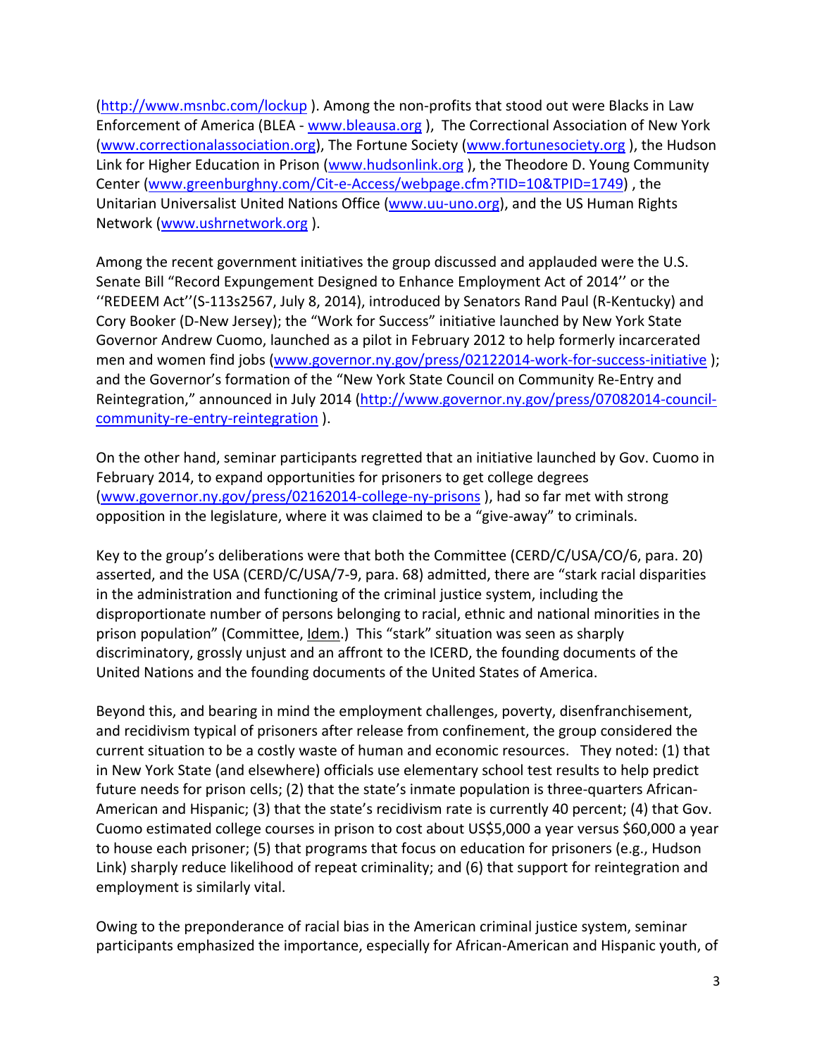(http://www.msnbc.com/lockup ). Among the non-profits that stood out were Blacks in Law Enforcement of America (BLEA - www.bleausa.org ), The Correctional Association of New York (www.correctionalassociation.org), The Fortune Society (www.fortunesociety.org ), the Hudson Link for Higher Education in Prison (www.hudsonlink.org ), the Theodore D. Young Community Center (www.greenburghny.com/Cit-e-Access/webpage.cfm?TID=10&TPID=1749) , the Unitarian Universalist United Nations Office (www.uu-uno.org), and the US Human Rights Network (www.ushrnetwork.org ).

Among the recent government initiatives the group discussed and applauded were the U.S. Senate Bill "Record Expungement Designed to Enhance Employment Act of 2014'' or the ''REDEEM Act''(S-113s2567, July 8, 2014), introduced by Senators Rand Paul (R-Kentucky) and Cory Booker (D-New Jersey); the "Work for Success" initiative launched by New York State Governor Andrew Cuomo, launched as a pilot in February 2012 to help formerly incarcerated men and women find jobs (www.governor.ny.gov/press/02122014-work-for-success-initiative ); and the Governor's formation of the "New York State Council on Community Re-Entry and Reintegration," announced in July 2014 (http://www.governor.ny.gov/press/07082014-council-community-re-entry-reintegration ).

On the other hand, seminar participants regretted that an initiative launched by Gov. Cuomo in February 2014, to expand opportunities for prisoners to get college degrees (www.governor.ny.gov/press/02162014-college-ny-prisons ), had so far met with strong opposition in the legislature, where it was claimed to be a "give-away" to criminals.

Key to the group's deliberations were that both the Committee (CERD/C/USA/CO/6, para. 20) asserted, and the USA (CERD/C/USA/7-9, para. 68) admitted, there are "stark racial disparities in the administration and functioning of the criminal justice system, including the disproportionate number of persons belonging to racial, ethnic and national minorities in the prison population" (Committee, Idem.) This "stark" situation was seen as sharply discriminatory, grossly unjust and an affront to the ICERD, the founding documents of the United Nations and the founding documents of the United States of America.

Beyond this, and bearing in mind the employment challenges, poverty, disenfranchisement, and recidivism typical of prisoners after release from confinement, the group considered the current situation to be a costly waste of human and economic resources. They noted: (1) that in New York State (and elsewhere) officials use elementary school test results to help predict future needs for prison cells; (2) that the state's inmate population is three-quarters African-American and Hispanic; (3) that the state's recidivism rate is currently 40 percent; (4) that Gov. Cuomo estimated college courses in prison to cost about US$5,000 a year versus $60,000 a year to house each prisoner; (5) that programs that focus on education for prisoners (e.g., Hudson Link) sharply reduce likelihood of repeat criminality; and (6) that support for reintegration and employment is similarly vital.

Owing to the preponderance of racial bias in the American criminal justice system, seminar participants emphasized the importance, especially for African-American and Hispanic youth, of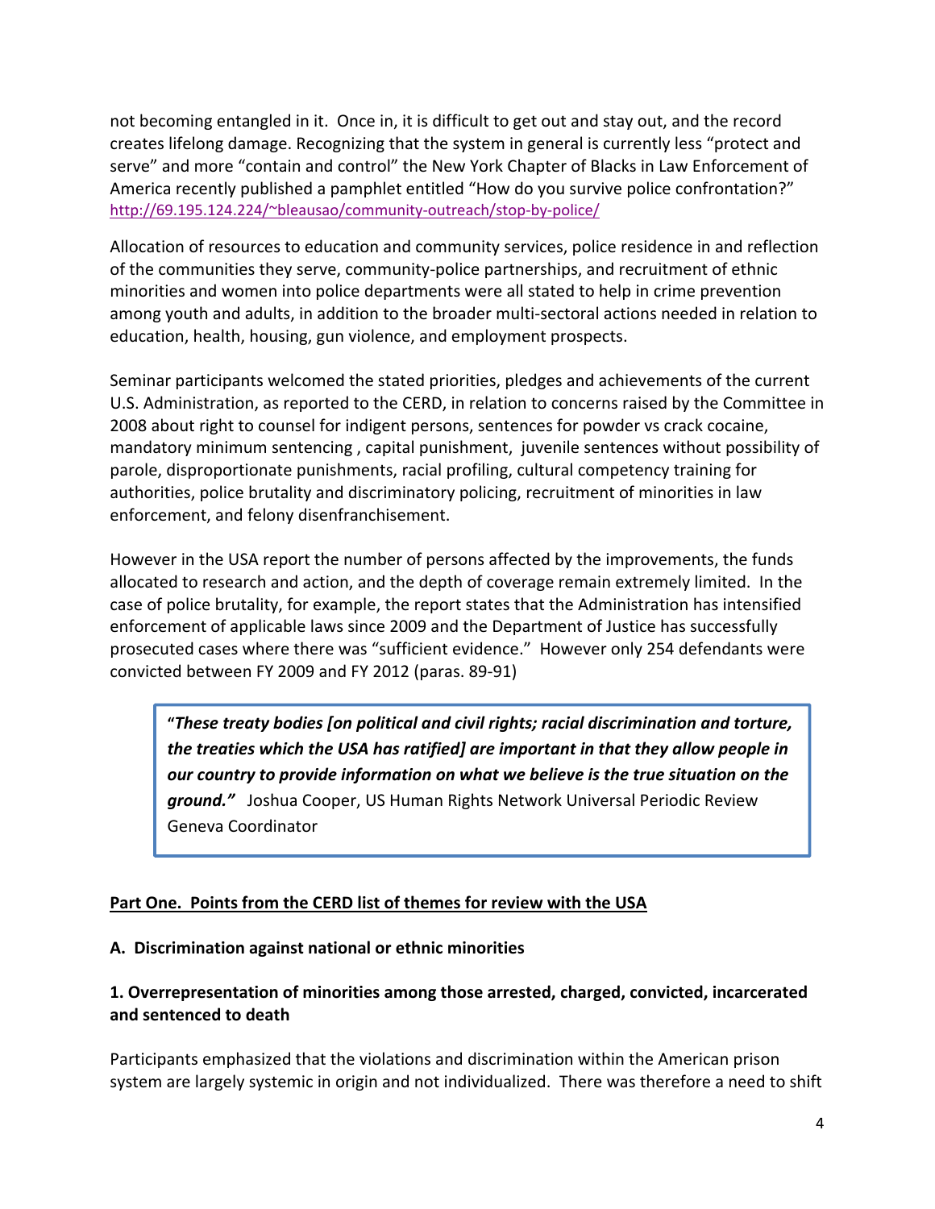not becoming entangled in it. Once in, it is difficult to get out and stay out, and the record creates lifelong damage. Recognizing that the system in general is currently less "protect and serve" and more "contain and control" the New York Chapter of Blacks in Law Enforcement of America recently published a pamphlet entitled "How do you survive police confrontation?" http://69.195.124.224/~bleausao/community-outreach/stop-by-police/

Allocation of resources to education and community services, police residence in and reflection of the communities they serve, community-police partnerships, and recruitment of ethnic minorities and women into police departments were all stated to help in crime prevention among youth and adults, in addition to the broader multi-sectoral actions needed in relation to education, health, housing, gun violence, and employment prospects.

Seminar participants welcomed the stated priorities, pledges and achievements of the current U.S. Administration, as reported to the CERD, in relation to concerns raised by the Committee in 2008 about right to counsel for indigent persons, sentences for powder vs crack cocaine, mandatory minimum sentencing , capital punishment, juvenile sentences without possibility of parole, disproportionate punishments, racial profiling, cultural competency training for authorities, police brutality and discriminatory policing, recruitment of minorities in law enforcement, and felony disenfranchisement.

However in the USA report the number of persons affected by the improvements, the funds allocated to research and action, and the depth of coverage remain extremely limited. In the case of police brutality, for example, the report states that the Administration has intensified enforcement of applicable laws since 2009 and the Department of Justice has successfully prosecuted cases where there was "sufficient evidence." However only 254 defendants were convicted between FY 2009 and FY 2012 (paras. 89-91)

> **"*These treaty bodies [on political and civil rights; racial discrimination and torture, the treaties which the USA has ratified] are important in that they allow people in our country to provide information on what we believe is the true situation on the ground."*** Joshua Cooper, US Human Rights Network Universal Periodic Review Geneva Coordinator

## Part One. Points from the CERD list of themes for review with the USA

### A. Discrimination against national or ethnic minorities

#### 1. Overrepresentation of minorities among those arrested, charged, convicted, incarcerated and sentenced to death

Participants emphasized that the violations and discrimination within the American prison system are largely systemic in origin and not individualized. There was therefore a need to shift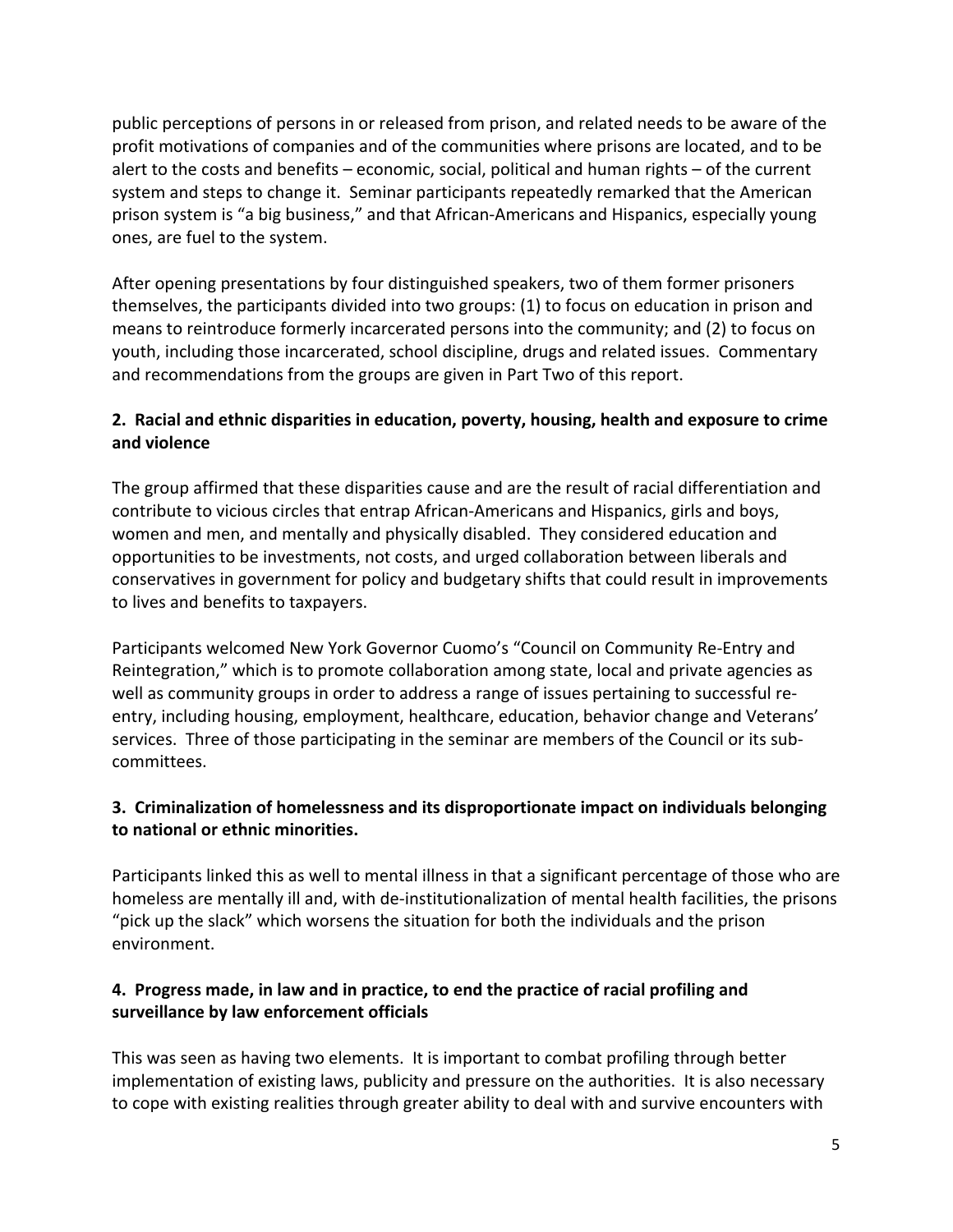public perceptions of persons in or released from prison, and related needs to be aware of the profit motivations of companies and of the communities where prisons are located, and to be alert to the costs and benefits – economic, social, political and human rights – of the current system and steps to change it. Seminar participants repeatedly remarked that the American prison system is "a big business," and that African-Americans and Hispanics, especially young ones, are fuel to the system.

After opening presentations by four distinguished speakers, two of them former prisoners themselves, the participants divided into two groups: (1) to focus on education in prison and means to reintroduce formerly incarcerated persons into the community; and (2) to focus on youth, including those incarcerated, school discipline, drugs and related issues. Commentary and recommendations from the groups are given in Part Two of this report.

**2. Racial and ethnic disparities in education, poverty, housing, health and exposure to crime and violence**

The group affirmed that these disparities cause and are the result of racial differentiation and contribute to vicious circles that entrap African-Americans and Hispanics, girls and boys, women and men, and mentally and physically disabled. They considered education and opportunities to be investments, not costs, and urged collaboration between liberals and conservatives in government for policy and budgetary shifts that could result in improvements to lives and benefits to taxpayers.

Participants welcomed New York Governor Cuomo's "Council on Community Re-Entry and Reintegration," which is to promote collaboration among state, local and private agencies as well as community groups in order to address a range of issues pertaining to successful re-entry, including housing, employment, healthcare, education, behavior change and Veterans' services. Three of those participating in the seminar are members of the Council or its sub-committees.

**3. Criminalization of homelessness and its disproportionate impact on individuals belonging to national or ethnic minorities.**

Participants linked this as well to mental illness in that a significant percentage of those who are homeless are mentally ill and, with de-institutionalization of mental health facilities, the prisons "pick up the slack" which worsens the situation for both the individuals and the prison environment.

**4. Progress made, in law and in practice, to end the practice of racial profiling and surveillance by law enforcement officials**

This was seen as having two elements. It is important to combat profiling through better implementation of existing laws, publicity and pressure on the authorities. It is also necessary to cope with existing realities through greater ability to deal with and survive encounters with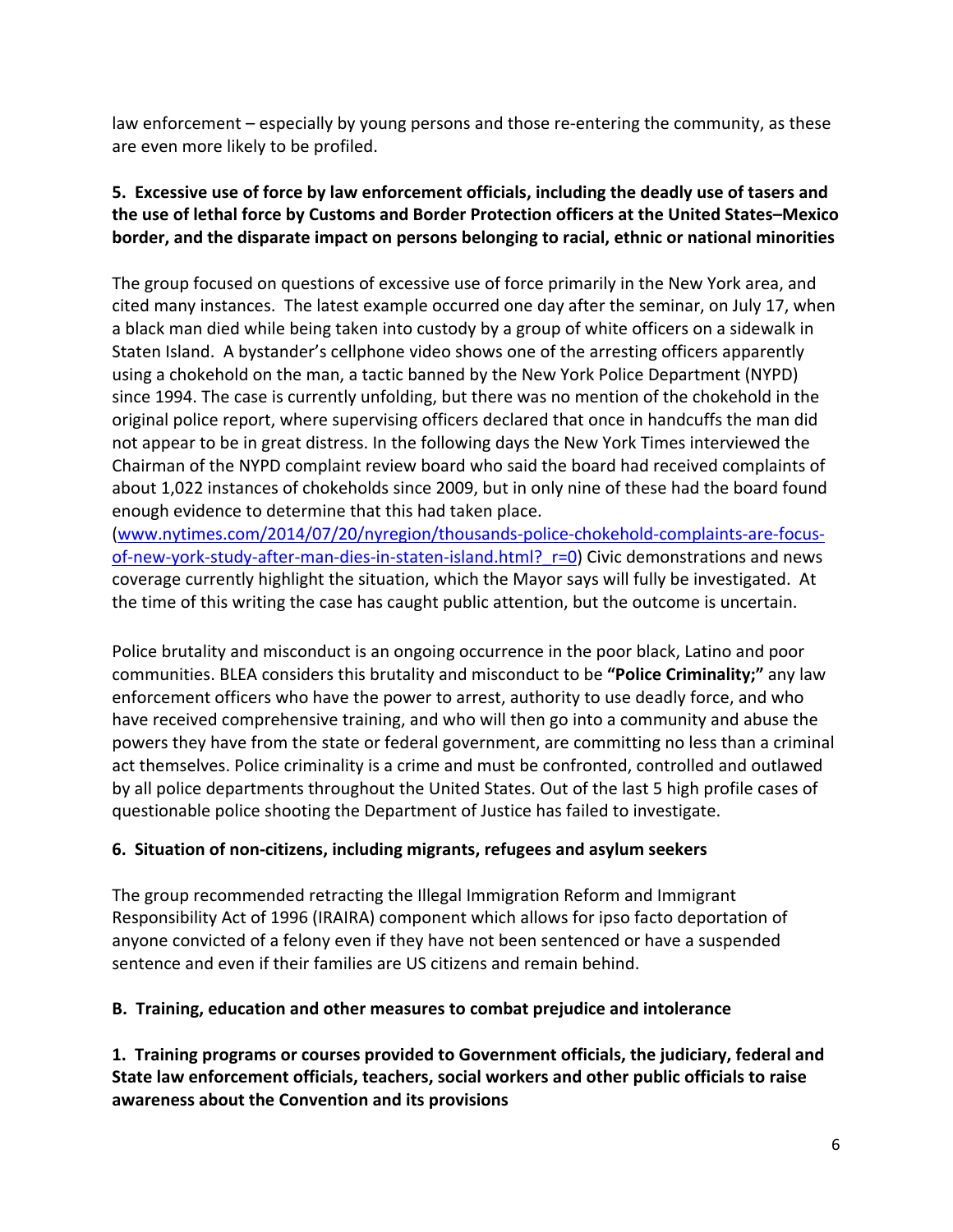law enforcement – especially by young persons and those re-entering the community, as these are even more likely to be profiled.

**5. Excessive use of force by law enforcement officials, including the deadly use of tasers and the use of lethal force by Customs and Border Protection officers at the United States–Mexico border, and the disparate impact on persons belonging to racial, ethnic or national minorities**

The group focused on questions of excessive use of force primarily in the New York area, and cited many instances. The latest example occurred one day after the seminar, on July 17, when a black man died while being taken into custody by a group of white officers on a sidewalk in Staten Island. A bystander's cellphone video shows one of the arresting officers apparently using a chokehold on the man, a tactic banned by the New York Police Department (NYPD) since 1994. The case is currently unfolding, but there was no mention of the chokehold in the original police report, where supervising officers declared that once in handcuffs the man did not appear to be in great distress. In the following days the New York Times interviewed the Chairman of the NYPD complaint review board who said the board had received complaints of about 1,022 instances of chokeholds since 2009, but in only nine of these had the board found enough evidence to determine that this had taken place. ([www.nytimes.com/2014/07/20/nyregion/thousands-police-chokehold-complaints-are-focus-of-new-york-study-after-man-dies-in-staten-island.html?_r=0](www.nytimes.com/2014/07/20/nyregion/thousands-police-chokehold-complaints-are-focus-of-new-york-study-after-man-dies-in-staten-island.html?_r=0)) Civic demonstrations and news coverage currently highlight the situation, which the Mayor says will fully be investigated. At the time of this writing the case has caught public attention, but the outcome is uncertain.

Police brutality and misconduct is an ongoing occurrence in the poor black, Latino and poor communities. BLEA considers this brutality and misconduct to be **"Police Criminality;"** any law enforcement officers who have the power to arrest, authority to use deadly force, and who have received comprehensive training, and who will then go into a community and abuse the powers they have from the state or federal government, are committing no less than a criminal act themselves. Police criminality is a crime and must be confronted, controlled and outlawed by all police departments throughout the United States. Out of the last 5 high profile cases of questionable police shooting the Department of Justice has failed to investigate.

**6. Situation of non-citizens, including migrants, refugees and asylum seekers**

The group recommended retracting the Illegal Immigration Reform and Immigrant Responsibility Act of 1996 (IRAIRA) component which allows for ipso facto deportation of anyone convicted of a felony even if they have not been sentenced or have a suspended sentence and even if their families are US citizens and remain behind.

**B. Training, education and other measures to combat prejudice and intolerance**

**1. Training programs or courses provided to Government officials, the judiciary, federal and State law enforcement officials, teachers, social workers and other public officials to raise awareness about the Convention and its provisions**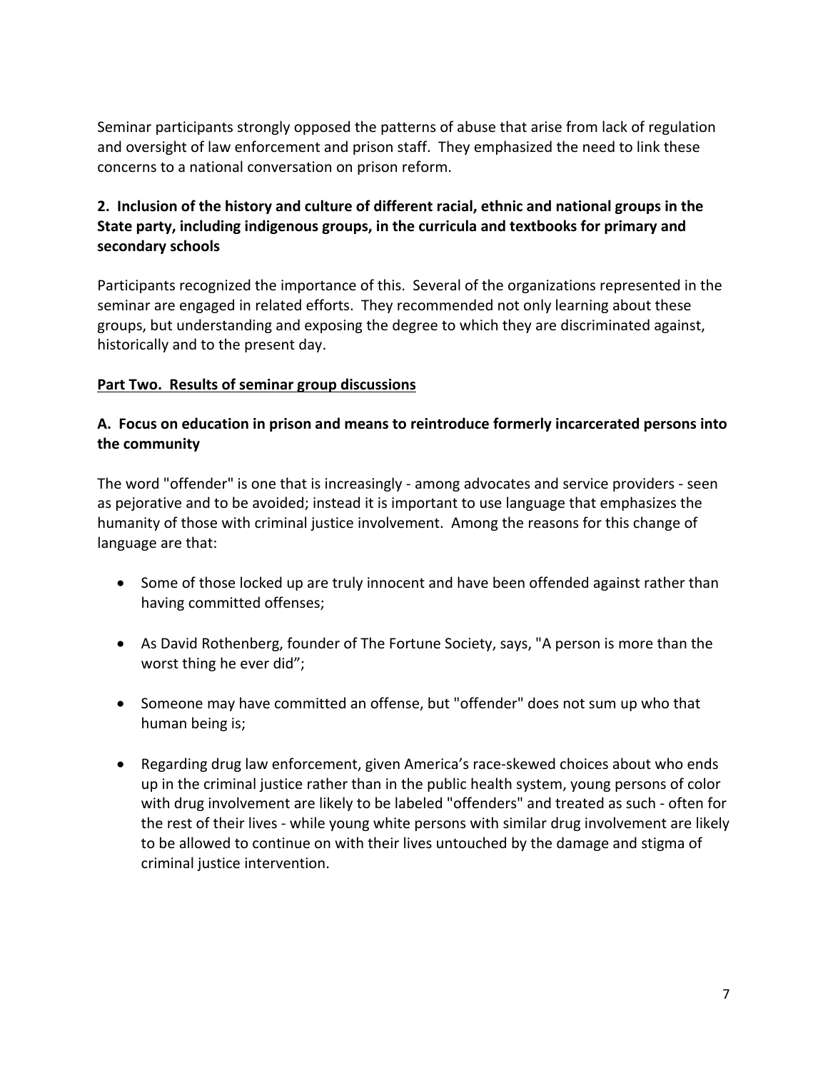Seminar participants strongly opposed the patterns of abuse that arise from lack of regulation and oversight of law enforcement and prison staff. They emphasized the need to link these concerns to a national conversation on prison reform.

**2. Inclusion of the history and culture of different racial, ethnic and national groups in the State party, including indigenous groups, in the curricula and textbooks for primary and secondary schools**

Participants recognized the importance of this. Several of the organizations represented in the seminar are engaged in related efforts. They recommended not only learning about these groups, but understanding and exposing the degree to which they are discriminated against, historically and to the present day.

**<u>Part Two. Results of seminar group discussions</u>**

**A. Focus on education in prison and means to reintroduce formerly incarcerated persons into the community**

The word "offender" is one that is increasingly - among advocates and service providers - seen as pejorative and to be avoided; instead it is important to use language that emphasizes the humanity of those with criminal justice involvement. Among the reasons for this change of language are that:

- Some of those locked up are truly innocent and have been offended against rather than having committed offenses;
- As David Rothenberg, founder of The Fortune Society, says, "A person is more than the worst thing he ever did";
- Someone may have committed an offense, but "offender" does not sum up who that human being is;
- Regarding drug law enforcement, given America's race-skewed choices about who ends up in the criminal justice rather than in the public health system, young persons of color with drug involvement are likely to be labeled "offenders" and treated as such - often for the rest of their lives - while young white persons with similar drug involvement are likely to be allowed to continue on with their lives untouched by the damage and stigma of criminal justice intervention.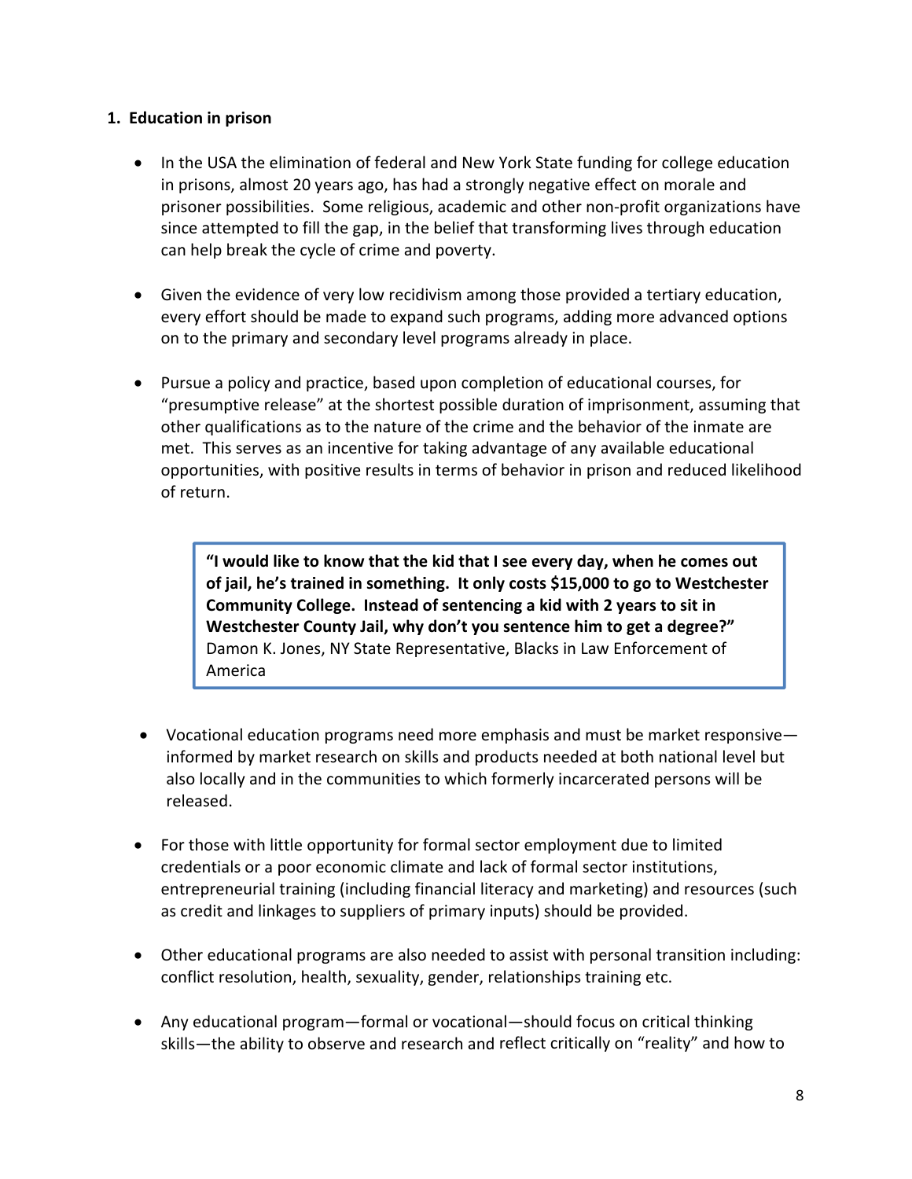## 1. Education in prison

- In the USA the elimination of federal and New York State funding for college education in prisons, almost 20 years ago, has had a strongly negative effect on morale and prisoner possibilities. Some religious, academic and other non-profit organizations have since attempted to fill the gap, in the belief that transforming lives through education can help break the cycle of crime and poverty.

- Given the evidence of very low recidivism among those provided a tertiary education, every effort should be made to expand such programs, adding more advanced options on to the primary and secondary level programs already in place.

- Pursue a policy and practice, based upon completion of educational courses, for "presumptive release" at the shortest possible duration of imprisonment, assuming that other qualifications as to the nature of the crime and the behavior of the inmate are met. This serves as an incentive for taking advantage of any available educational opportunities, with positive results in terms of behavior in prison and reduced likelihood of return.

> **"I would like to know that the kid that I see every day, when he comes out of jail, he's trained in something. It only costs $15,000 to go to Westchester Community College. Instead of sentencing a kid with 2 years to sit in Westchester County Jail, why don't you sentence him to get a degree?"**
> Damon K. Jones, NY State Representative, Blacks in Law Enforcement of America

- Vocational education programs need more emphasis and must be market responsive—informed by market research on skills and products needed at both national level but also locally and in the communities to which formerly incarcerated persons will be released.

- For those with little opportunity for formal sector employment due to limited credentials or a poor economic climate and lack of formal sector institutions, entrepreneurial training (including financial literacy and marketing) and resources (such as credit and linkages to suppliers of primary inputs) should be provided.

- Other educational programs are also needed to assist with personal transition including: conflict resolution, health, sexuality, gender, relationships training etc.

- Any educational program—formal or vocational—should focus on critical thinking skills—the ability to observe and research and reflect critically on "reality" and how to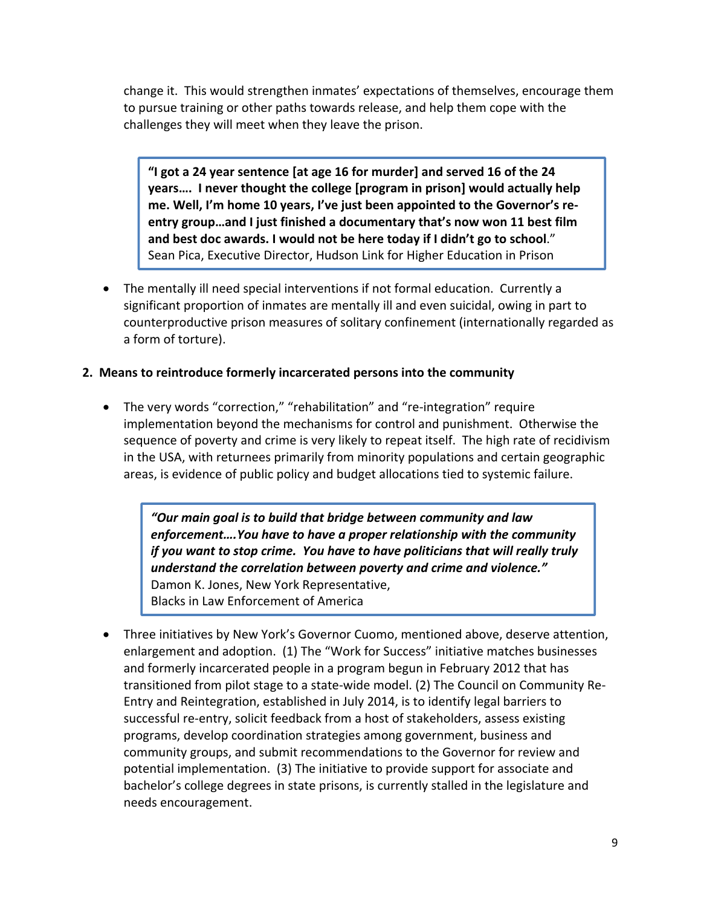change it. This would strengthen inmates' expectations of themselves, encourage them to pursue training or other paths towards release, and help them cope with the challenges they will meet when they leave the prison.

> **"I got a 24 year sentence [at age 16 for murder] and served 16 of the 24 years…. I never thought the college [program in prison] would actually help me. Well, I'm home 10 years, I've just been appointed to the Governor's re-entry group…and I just finished a documentary that's now won 11 best film and best doc awards. I would not be here today if I didn't go to school**."
> Sean Pica, Executive Director, Hudson Link for Higher Education in Prison

- The mentally ill need special interventions if not formal education. Currently a significant proportion of inmates are mentally ill and even suicidal, owing in part to counterproductive prison measures of solitary confinement (internationally regarded as a form of torture).

**2. Means to reintroduce formerly incarcerated persons into the community**

- The very words "correction," "rehabilitation" and "re-integration" require implementation beyond the mechanisms for control and punishment. Otherwise the sequence of poverty and crime is very likely to repeat itself. The high rate of recidivism in the USA, with returnees primarily from minority populations and certain geographic areas, is evidence of public policy and budget allocations tied to systemic failure.

> ***"Our main goal is to build that bridge between community and law enforcement….You have to have a proper relationship with the community if you want to stop crime. You have to have politicians that will really truly understand the correlation between poverty and crime and violence."***
> Damon K. Jones, New York Representative,
> Blacks in Law Enforcement of America

- Three initiatives by New York's Governor Cuomo, mentioned above, deserve attention, enlargement and adoption. (1) The "Work for Success" initiative matches businesses and formerly incarcerated people in a program begun in February 2012 that has transitioned from pilot stage to a state-wide model. (2) The Council on Community Re-Entry and Reintegration, established in July 2014, is to identify legal barriers to successful re-entry, solicit feedback from a host of stakeholders, assess existing programs, develop coordination strategies among government, business and community groups, and submit recommendations to the Governor for review and potential implementation. (3) The initiative to provide support for associate and bachelor's college degrees in state prisons, is currently stalled in the legislature and needs encouragement.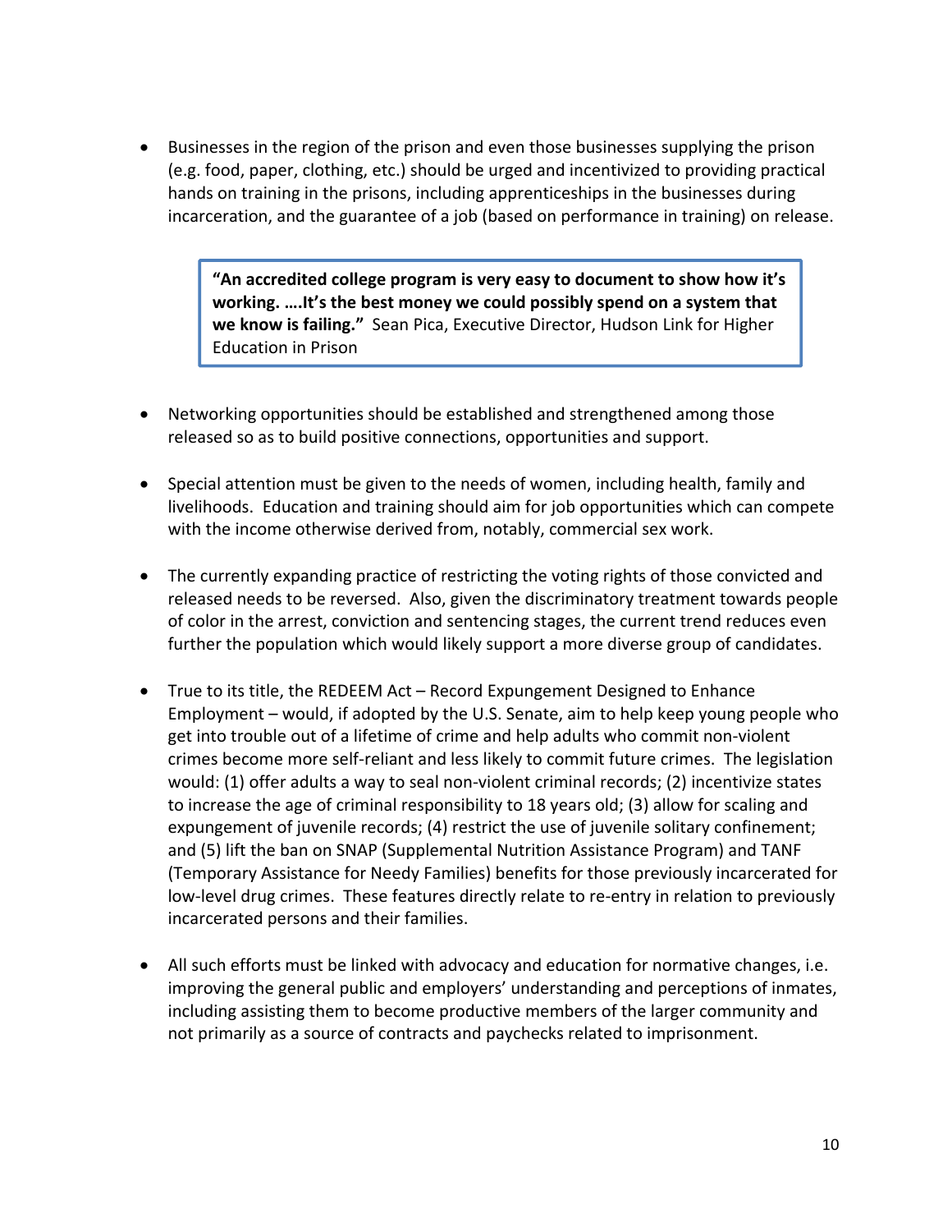- Businesses in the region of the prison and even those businesses supplying the prison (e.g. food, paper, clothing, etc.) should be urged and incentivized to providing practical hands on training in the prisons, including apprenticeships in the businesses during incarceration, and the guarantee of a job (based on performance in training) on release.

> **"An accredited college program is very easy to document to show how it's working. ….It's the best money we could possibly spend on a system that we know is failing."** Sean Pica, Executive Director, Hudson Link for Higher Education in Prison

- Networking opportunities should be established and strengthened among those released so as to build positive connections, opportunities and support.

- Special attention must be given to the needs of women, including health, family and livelihoods. Education and training should aim for job opportunities which can compete with the income otherwise derived from, notably, commercial sex work.

- The currently expanding practice of restricting the voting rights of those convicted and released needs to be reversed. Also, given the discriminatory treatment towards people of color in the arrest, conviction and sentencing stages, the current trend reduces even further the population which would likely support a more diverse group of candidates.

- True to its title, the REDEEM Act – Record Expungement Designed to Enhance Employment – would, if adopted by the U.S. Senate, aim to help keep young people who get into trouble out of a lifetime of crime and help adults who commit non-violent crimes become more self-reliant and less likely to commit future crimes. The legislation would: (1) offer adults a way to seal non-violent criminal records; (2) incentivize states to increase the age of criminal responsibility to 18 years old; (3) allow for scaling and expungement of juvenile records; (4) restrict the use of juvenile solitary confinement; and (5) lift the ban on SNAP (Supplemental Nutrition Assistance Program) and TANF (Temporary Assistance for Needy Families) benefits for those previously incarcerated for low-level drug crimes. These features directly relate to re-entry in relation to previously incarcerated persons and their families.

- All such efforts must be linked with advocacy and education for normative changes, i.e. improving the general public and employers' understanding and perceptions of inmates, including assisting them to become productive members of the larger community and not primarily as a source of contracts and paychecks related to imprisonment.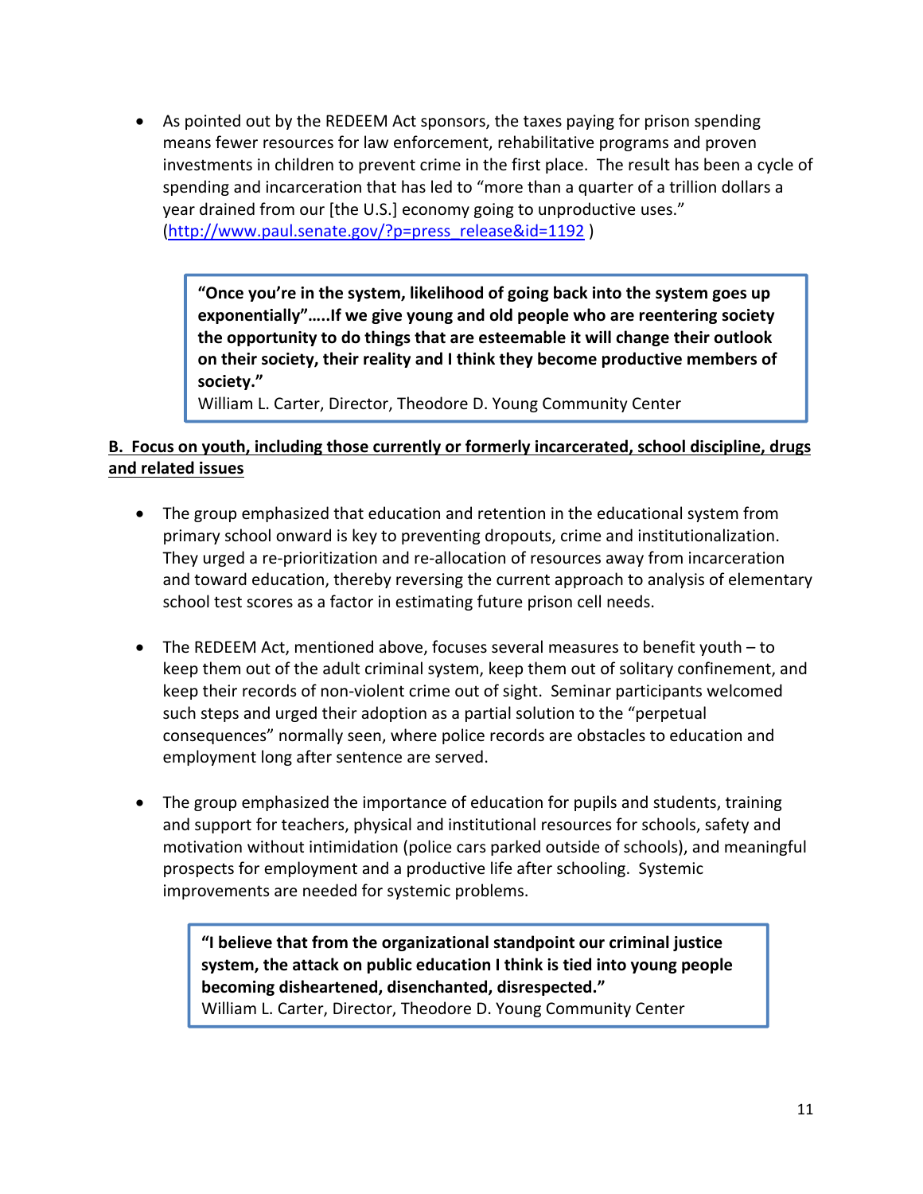- As pointed out by the REDEEM Act sponsors, the taxes paying for prison spending means fewer resources for law enforcement, rehabilitative programs and proven investments in children to prevent crime in the first place. The result has been a cycle of spending and incarceration that has led to "more than a quarter of a trillion dollars a year drained from our [the U.S.] economy going to unproductive uses." (http://www.paul.senate.gov/?p=press_release&id=1192 )

> **"Once you're in the system, likelihood of going back into the system goes up exponentially"…..If we give young and old people who are reentering society the opportunity to do things that are esteemable it will change their outlook on their society, their reality and I think they become productive members of society."**
> William L. Carter, Director, Theodore D. Young Community Center

**B. Focus on youth, including those currently or formerly incarcerated, school discipline, drugs and related issues**

- The group emphasized that education and retention in the educational system from primary school onward is key to preventing dropouts, crime and institutionalization. They urged a re-prioritization and re-allocation of resources away from incarceration and toward education, thereby reversing the current approach to analysis of elementary school test scores as a factor in estimating future prison cell needs.

- The REDEEM Act, mentioned above, focuses several measures to benefit youth – to keep them out of the adult criminal system, keep them out of solitary confinement, and keep their records of non-violent crime out of sight. Seminar participants welcomed such steps and urged their adoption as a partial solution to the "perpetual consequences" normally seen, where police records are obstacles to education and employment long after sentence are served.

- The group emphasized the importance of education for pupils and students, training and support for teachers, physical and institutional resources for schools, safety and motivation without intimidation (police cars parked outside of schools), and meaningful prospects for employment and a productive life after schooling. Systemic improvements are needed for systemic problems.

> **"I believe that from the organizational standpoint our criminal justice system, the attack on public education I think is tied into young people becoming disheartened, disenchanted, disrespected."**
> William L. Carter, Director, Theodore D. Young Community Center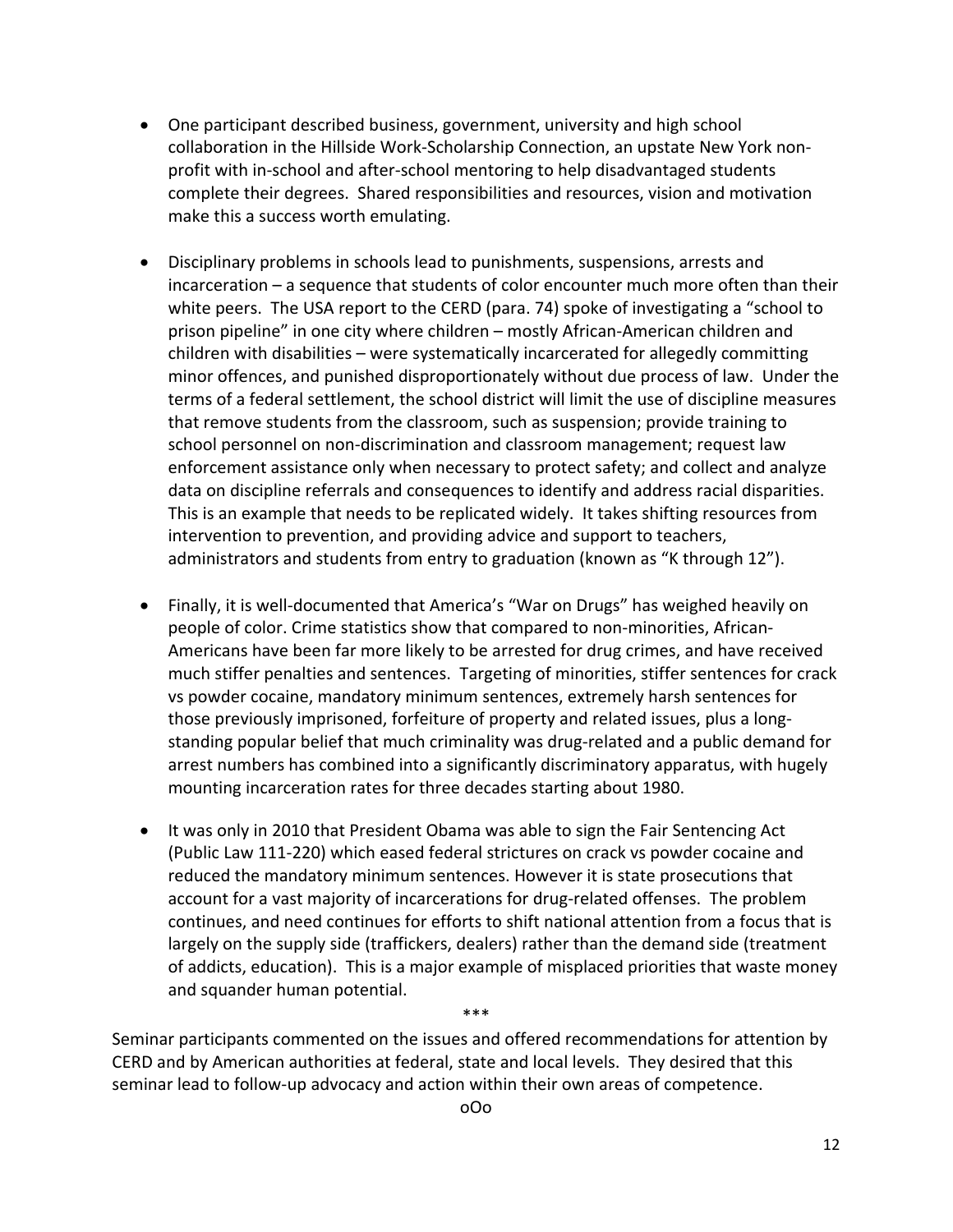- One participant described business, government, university and high school collaboration in the Hillside Work-Scholarship Connection, an upstate New York non-profit with in-school and after-school mentoring to help disadvantaged students complete their degrees. Shared responsibilities and resources, vision and motivation make this a success worth emulating.

- Disciplinary problems in schools lead to punishments, suspensions, arrests and incarceration – a sequence that students of color encounter much more often than their white peers. The USA report to the CERD (para. 74) spoke of investigating a "school to prison pipeline" in one city where children – mostly African-American children and children with disabilities – were systematically incarcerated for allegedly committing minor offences, and punished disproportionately without due process of law. Under the terms of a federal settlement, the school district will limit the use of discipline measures that remove students from the classroom, such as suspension; provide training to school personnel on non-discrimination and classroom management; request law enforcement assistance only when necessary to protect safety; and collect and analyze data on discipline referrals and consequences to identify and address racial disparities. This is an example that needs to be replicated widely. It takes shifting resources from intervention to prevention, and providing advice and support to teachers, administrators and students from entry to graduation (known as "K through 12").

- Finally, it is well-documented that America's "War on Drugs" has weighed heavily on people of color. Crime statistics show that compared to non-minorities, African-Americans have been far more likely to be arrested for drug crimes, and have received much stiffer penalties and sentences. Targeting of minorities, stiffer sentences for crack vs powder cocaine, mandatory minimum sentences, extremely harsh sentences for those previously imprisoned, forfeiture of property and related issues, plus a long-standing popular belief that much criminality was drug-related and a public demand for arrest numbers has combined into a significantly discriminatory apparatus, with hugely mounting incarceration rates for three decades starting about 1980.

- It was only in 2010 that President Obama was able to sign the Fair Sentencing Act (Public Law 111-220) which eased federal strictures on crack vs powder cocaine and reduced the mandatory minimum sentences. However it is state prosecutions that account for a vast majority of incarcerations for drug-related offenses. The problem continues, and need continues for efforts to shift national attention from a focus that is largely on the supply side (traffickers, dealers) rather than the demand side (treatment of addicts, education). This is a major example of misplaced priorities that waste money and squander human potential.

\*\*\*

Seminar participants commented on the issues and offered recommendations for attention by CERD and by American authorities at federal, state and local levels. They desired that this seminar lead to follow-up advocacy and action within their own areas of competence.

oOo